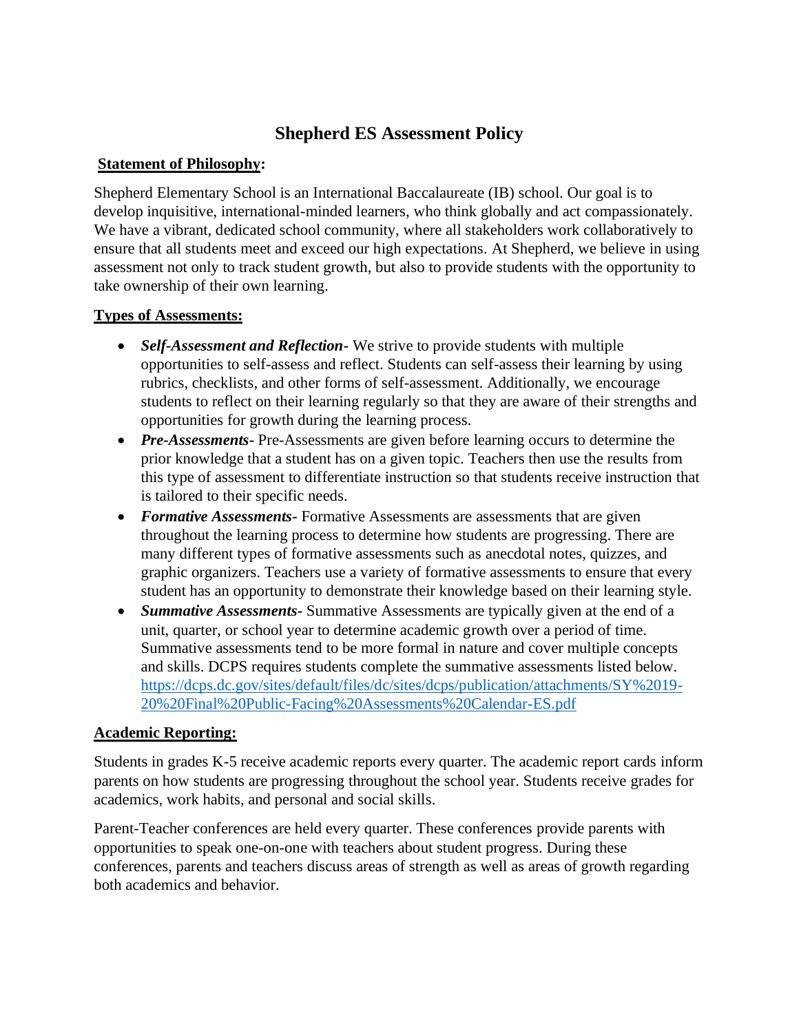# Shepherd ES Assessment Policy

**Statement of Philosophy:**

Shepherd Elementary School is an International Baccalaureate (IB) school. Our goal is to develop inquisitive, international-minded learners, who think globally and act compassionately. We have a vibrant, dedicated school community, where all stakeholders work collaboratively to ensure that all students meet and exceed our high expectations. At Shepherd, we believe in using assessment not only to track student growth, but also to provide students with the opportunity to take ownership of their own learning.

**Types of Assessments:**

- ***Self-Assessment and Reflection-*** We strive to provide students with multiple opportunities to self-assess and reflect. Students can self-assess their learning by using rubrics, checklists, and other forms of self-assessment. Additionally, we encourage students to reflect on their learning regularly so that they are aware of their strengths and opportunities for growth during the learning process.
- ***Pre-Assessments-*** Pre-Assessments are given before learning occurs to determine the prior knowledge that a student has on a given topic. Teachers then use the results from this type of assessment to differentiate instruction so that students receive instruction that is tailored to their specific needs.
- ***Formative Assessments-*** Formative Assessments are assessments that are given throughout the learning process to determine how students are progressing. There are many different types of formative assessments such as anecdotal notes, quizzes, and graphic organizers. Teachers use a variety of formative assessments to ensure that every student has an opportunity to demonstrate their knowledge based on their learning style.
- ***Summative Assessments-*** Summative Assessments are typically given at the end of a unit, quarter, or school year to determine academic growth over a period of time. Summative assessments tend to be more formal in nature and cover multiple concepts and skills. DCPS requires students complete the summative assessments listed below. https://dcps.dc.gov/sites/default/files/dc/sites/dcps/publication/attachments/SY%2019-20%20Final%20Public-Facing%20Assessments%20Calendar-ES.pdf

**Academic Reporting:**

Students in grades K-5 receive academic reports every quarter. The academic report cards inform parents on how students are progressing throughout the school year. Students receive grades for academics, work habits, and personal and social skills.

Parent-Teacher conferences are held every quarter. These conferences provide parents with opportunities to speak one-on-one with teachers about student progress. During these conferences, parents and teachers discuss areas of strength as well as areas of growth regarding both academics and behavior.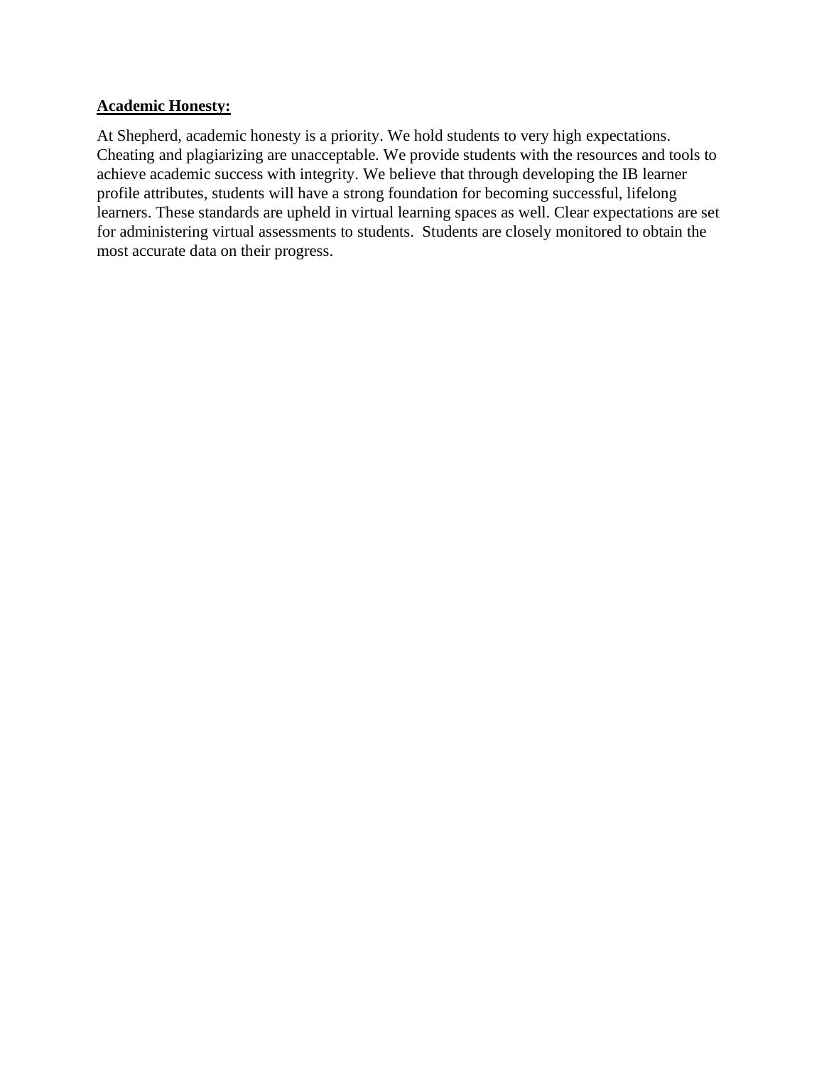**Academic Honesty:**

At Shepherd, academic honesty is a priority. We hold students to very high expectations. Cheating and plagiarizing are unacceptable. We provide students with the resources and tools to achieve academic success with integrity. We believe that through developing the IB learner profile attributes, students will have a strong foundation for becoming successful, lifelong learners. These standards are upheld in virtual learning spaces as well. Clear expectations are set for administering virtual assessments to students. Students are closely monitored to obtain the most accurate data on their progress.